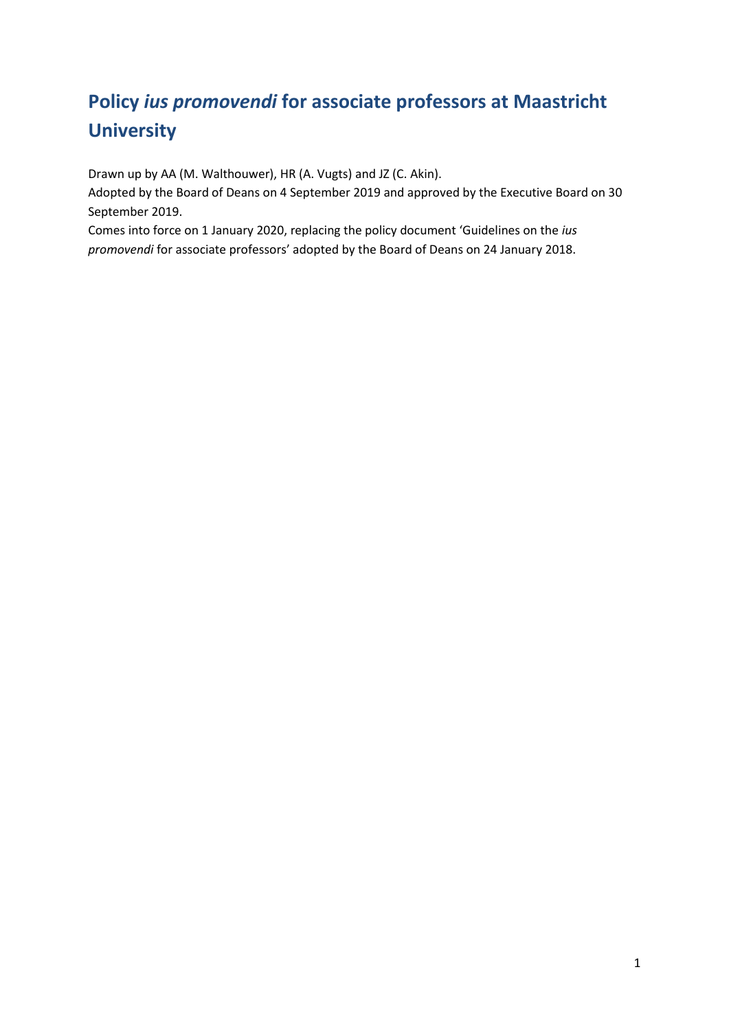# Policy *ius promovendi* for associate professors at Maastricht University

Drawn up by AA (M. Walthouwer), HR (A. Vugts) and JZ (C. Akin).

Adopted by the Board of Deans on 4 September 2019 and approved by the Executive Board on 30 September 2019.

Comes into force on 1 January 2020, replacing the policy document 'Guidelines on the *ius promovendi* for associate professors' adopted by the Board of Deans on 24 January 2018.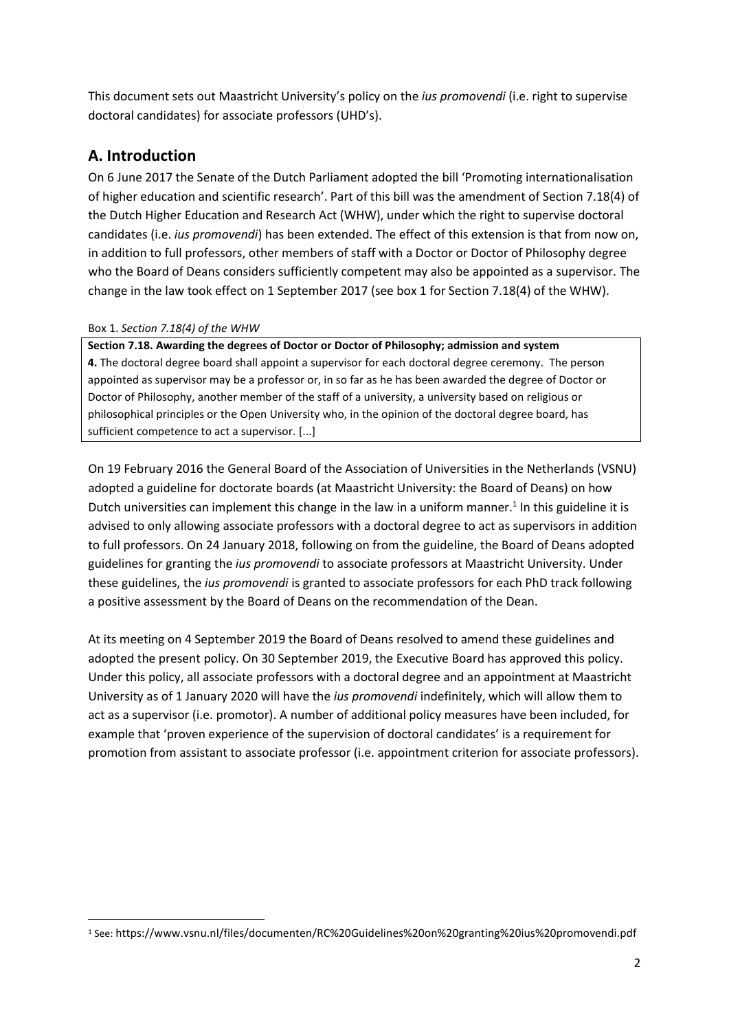This document sets out Maastricht University's policy on the *ius promovendi* (i.e. right to supervise doctoral candidates) for associate professors (UHD's).

## A. Introduction

On 6 June 2017 the Senate of the Dutch Parliament adopted the bill 'Promoting internationalisation of higher education and scientific research'. Part of this bill was the amendment of Section 7.18(4) of the Dutch Higher Education and Research Act (WHW), under which the right to supervise doctoral candidates (i.e. *ius promovendi*) has been extended. The effect of this extension is that from now on, in addition to full professors, other members of staff with a Doctor or Doctor of Philosophy degree who the Board of Deans considers sufficiently competent may also be appointed as a supervisor. The change in the law took effect on 1 September 2017 (see box 1 for Section 7.18(4) of the WHW).

Box 1. *Section 7.18(4) of the WHW*

> **Section 7.18. Awarding the degrees of Doctor or Doctor of Philosophy; admission and system**
> **4.** The doctoral degree board shall appoint a supervisor for each doctoral degree ceremony. The person appointed as supervisor may be a professor or, in so far as he has been awarded the degree of Doctor or Doctor of Philosophy, another member of the staff of a university, a university based on religious or philosophical principles or the Open University who, in the opinion of the doctoral degree board, has sufficient competence to act a supervisor. [...]

On 19 February 2016 the General Board of the Association of Universities in the Netherlands (VSNU) adopted a guideline for doctorate boards (at Maastricht University: the Board of Deans) on how Dutch universities can implement this change in the law in a uniform manner.[1] In this guideline it is advised to only allowing associate professors with a doctoral degree to act as supervisors in addition to full professors. On 24 January 2018, following on from the guideline, the Board of Deans adopted guidelines for granting the *ius promovendi* to associate professors at Maastricht University. Under these guidelines, the *ius promovendi* is granted to associate professors for each PhD track following a positive assessment by the Board of Deans on the recommendation of the Dean.

At its meeting on 4 September 2019 the Board of Deans resolved to amend these guidelines and adopted the present policy. On 30 September 2019, the Executive Board has approved this policy. Under this policy, all associate professors with a doctoral degree and an appointment at Maastricht University as of 1 January 2020 will have the *ius promovendi* indefinitely, which will allow them to act as a supervisor (i.e. promotor). A number of additional policy measures have been included, for example that 'proven experience of the supervision of doctoral candidates' is a requirement for promotion from assistant to associate professor (i.e. appointment criterion for associate professors).

---

[1] See: https://www.vsnu.nl/files/documenten/RC%20Guidelines%20on%20granting%20ius%20promovendi.pdf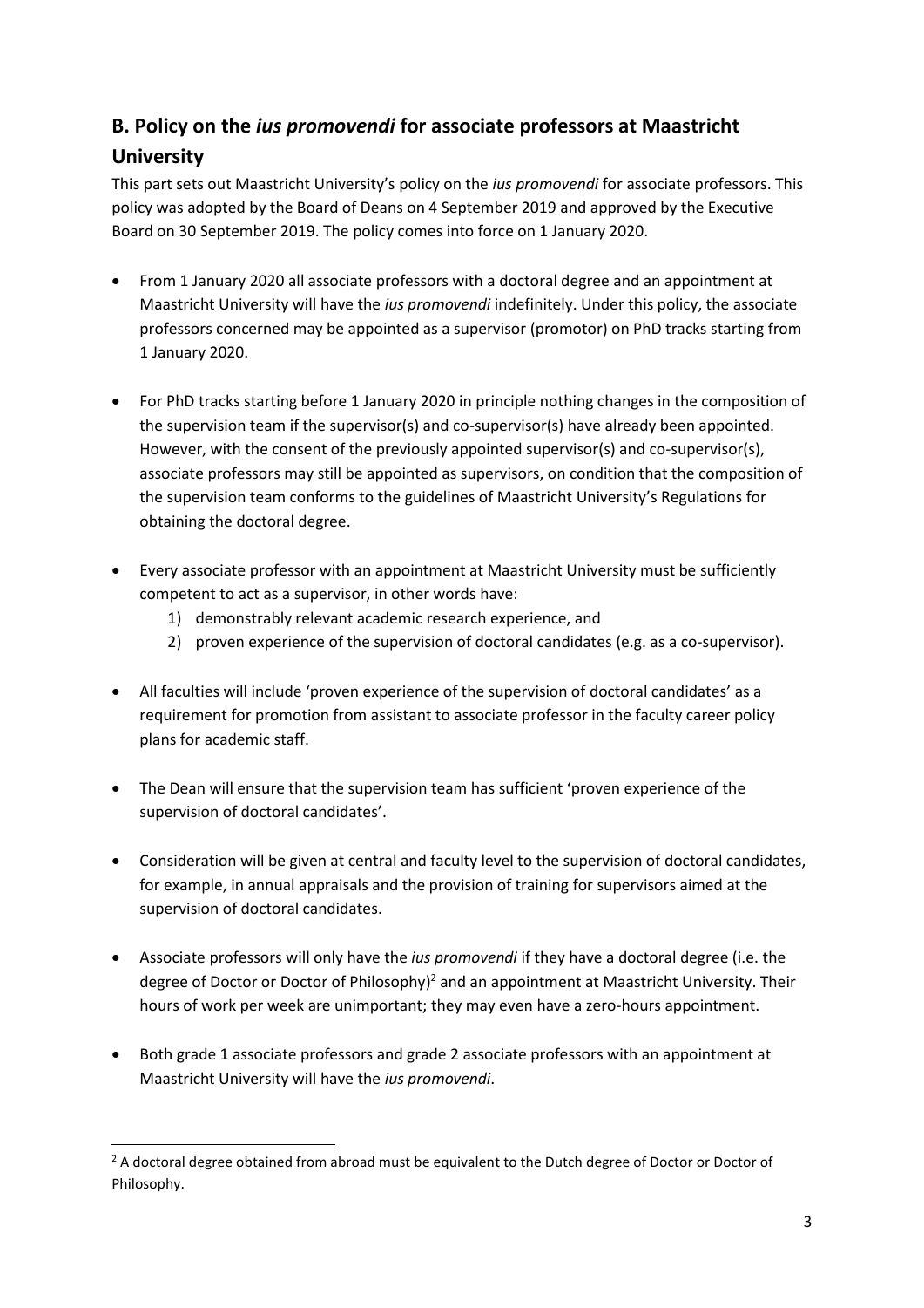## B. Policy on the *ius promovendi* for associate professors at Maastricht University

This part sets out Maastricht University's policy on the *ius promovendi* for associate professors. This policy was adopted by the Board of Deans on 4 September 2019 and approved by the Executive Board on 30 September 2019. The policy comes into force on 1 January 2020.

- From 1 January 2020 all associate professors with a doctoral degree and an appointment at Maastricht University will have the *ius promovendi* indefinitely. Under this policy, the associate professors concerned may be appointed as a supervisor (promotor) on PhD tracks starting from 1 January 2020.

- For PhD tracks starting before 1 January 2020 in principle nothing changes in the composition of the supervision team if the supervisor(s) and co-supervisor(s) have already been appointed. However, with the consent of the previously appointed supervisor(s) and co-supervisor(s), associate professors may still be appointed as supervisors, on condition that the composition of the supervision team conforms to the guidelines of Maastricht University's Regulations for obtaining the doctoral degree.

- Every associate professor with an appointment at Maastricht University must be sufficiently competent to act as a supervisor, in other words have:
  1) demonstrably relevant academic research experience, and
  2) proven experience of the supervision of doctoral candidates (e.g. as a co-supervisor).

- All faculties will include 'proven experience of the supervision of doctoral candidates' as a requirement for promotion from assistant to associate professor in the faculty career policy plans for academic staff.

- The Dean will ensure that the supervision team has sufficient 'proven experience of the supervision of doctoral candidates'.

- Consideration will be given at central and faculty level to the supervision of doctoral candidates, for example, in annual appraisals and the provision of training for supervisors aimed at the supervision of doctoral candidates.

- Associate professors will only have the *ius promovendi* if they have a doctoral degree (i.e. the degree of Doctor or Doctor of Philosophy)[2] and an appointment at Maastricht University. Their hours of work per week are unimportant; they may even have a zero-hours appointment.

- Both grade 1 associate professors and grade 2 associate professors with an appointment at Maastricht University will have the *ius promovendi*.

[2] A doctoral degree obtained from abroad must be equivalent to the Dutch degree of Doctor or Doctor of Philosophy.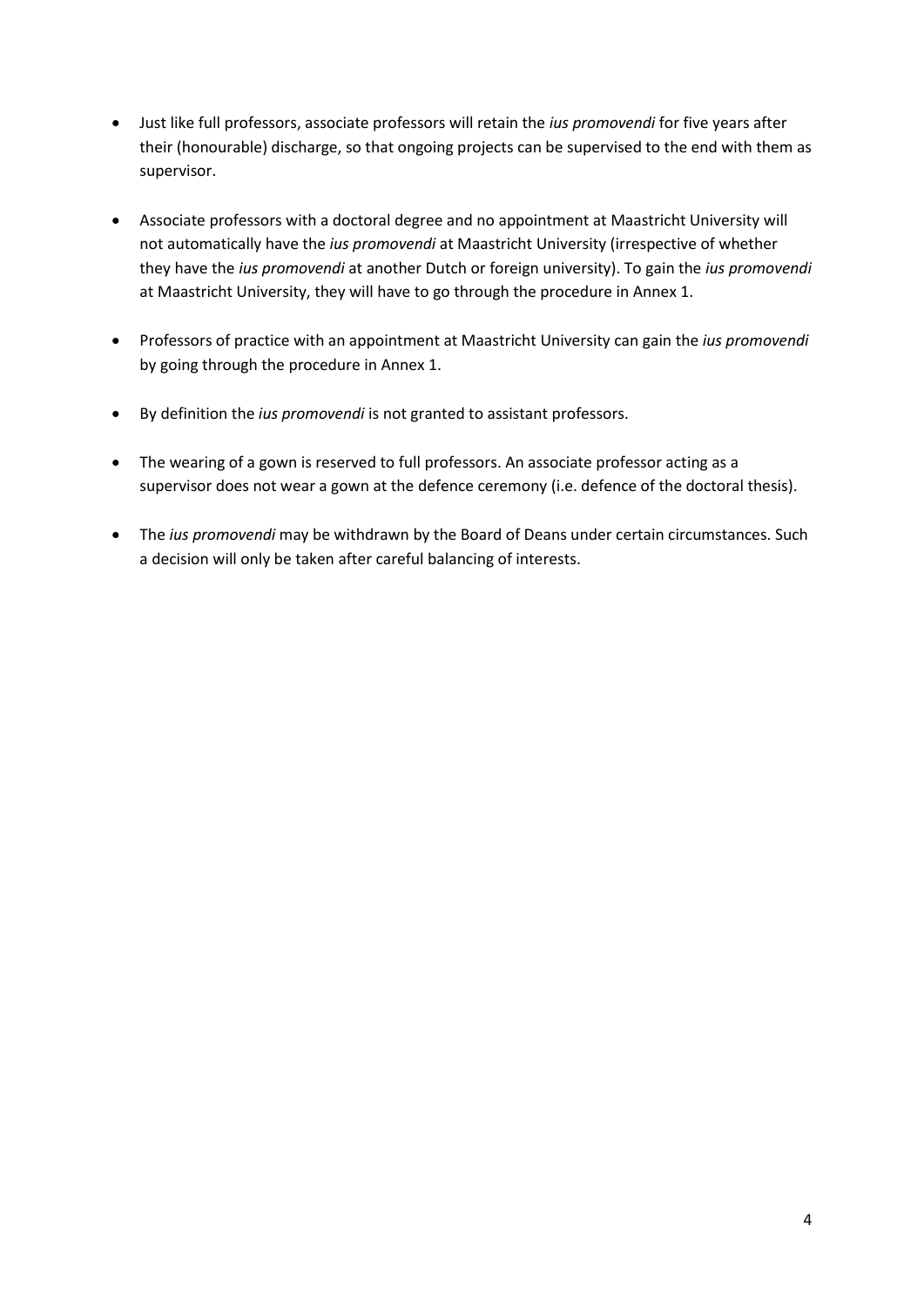- Just like full professors, associate professors will retain the *ius promovendi* for five years after their (honourable) discharge, so that ongoing projects can be supervised to the end with them as supervisor.

- Associate professors with a doctoral degree and no appointment at Maastricht University will not automatically have the *ius promovendi* at Maastricht University (irrespective of whether they have the *ius promovendi* at another Dutch or foreign university). To gain the *ius promovendi* at Maastricht University, they will have to go through the procedure in Annex 1.

- Professors of practice with an appointment at Maastricht University can gain the *ius promovendi* by going through the procedure in Annex 1.

- By definition the *ius promovendi* is not granted to assistant professors.

- The wearing of a gown is reserved to full professors. An associate professor acting as a supervisor does not wear a gown at the defence ceremony (i.e. defence of the doctoral thesis).

- The *ius promovendi* may be withdrawn by the Board of Deans under certain circumstances. Such a decision will only be taken after careful balancing of interests.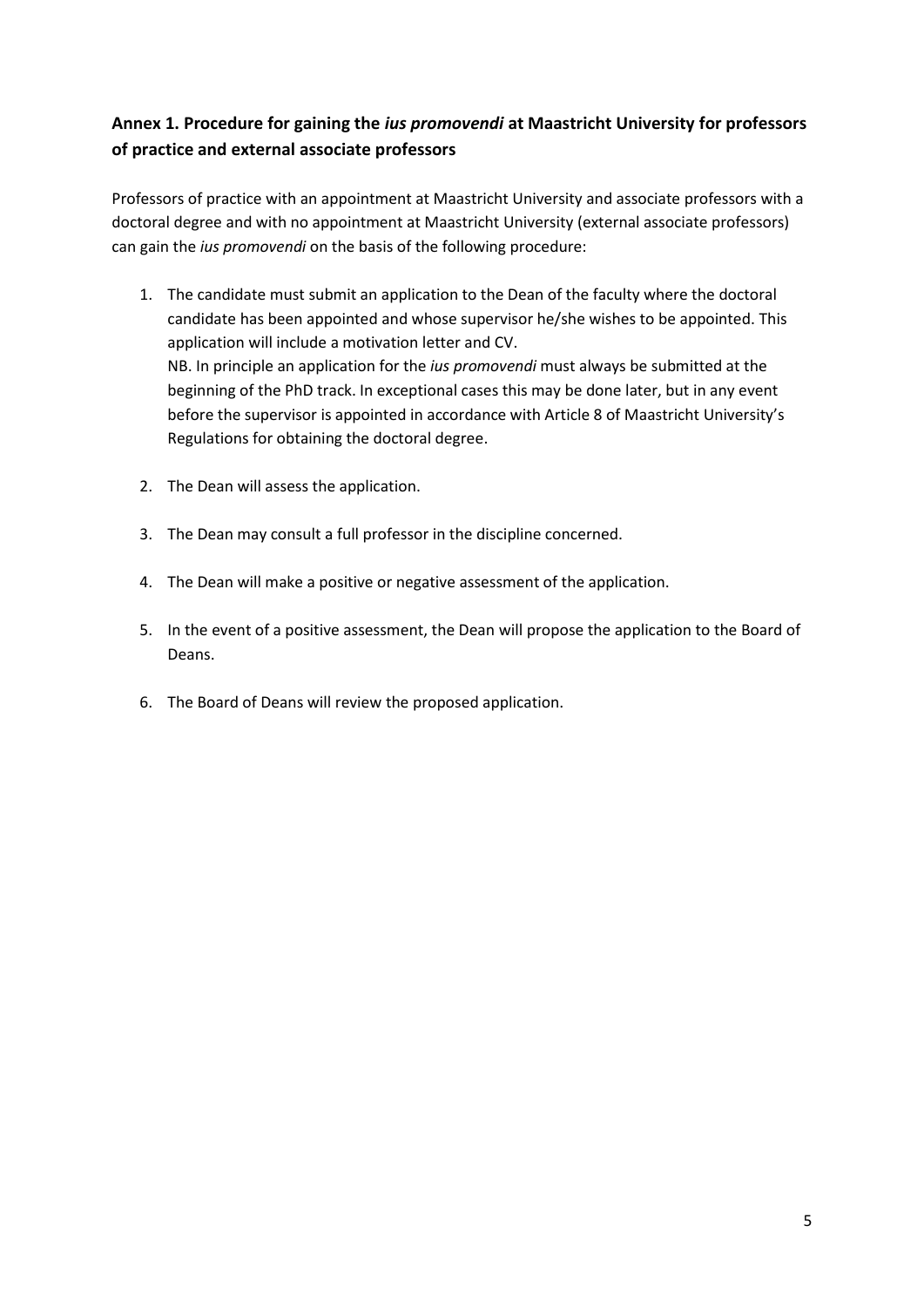## Annex 1. Procedure for gaining the *ius promovendi* at Maastricht University for professors of practice and external associate professors

Professors of practice with an appointment at Maastricht University and associate professors with a doctoral degree and with no appointment at Maastricht University (external associate professors) can gain the *ius promovendi* on the basis of the following procedure:

1. The candidate must submit an application to the Dean of the faculty where the doctoral candidate has been appointed and whose supervisor he/she wishes to be appointed. This application will include a motivation letter and CV.
   NB. In principle an application for the *ius promovendi* must always be submitted at the beginning of the PhD track. In exceptional cases this may be done later, but in any event before the supervisor is appointed in accordance with Article 8 of Maastricht University's Regulations for obtaining the doctoral degree.

2. The Dean will assess the application.

3. The Dean may consult a full professor in the discipline concerned.

4. The Dean will make a positive or negative assessment of the application.

5. In the event of a positive assessment, the Dean will propose the application to the Board of Deans.

6. The Board of Deans will review the proposed application.